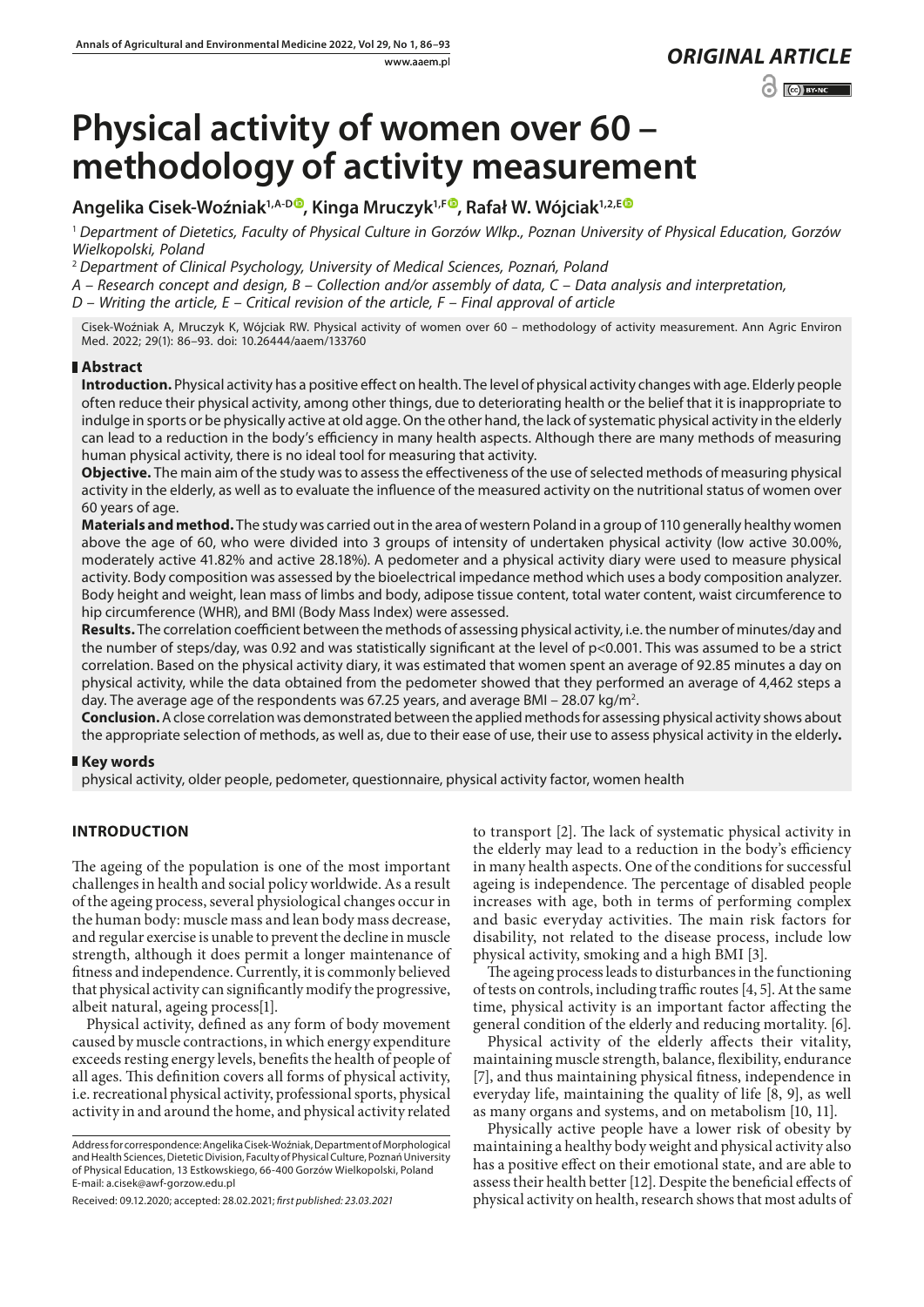*ORIGINAL ARTICLE*

# Physical activity of women over 60 – methodology of activity measurement

**Angelika Cisek-Woźniak[1,A-D], Kinga Mruczyk[1,F], Rafał W. Wójciak[1,2,E]**

[1] *Department of Dietetics, Faculty of Physical Culture in Gorzów Wlkp., Poznan University of Physical Education, Gorzów Wielkopolski, Poland*

[2] *Department of Clinical Psychology, University of Medical Sciences, Poznań, Poland*

*A – Research concept and design, B – Collection and/or assembly of data, C – Data analysis and interpretation, D – Writing the article, E – Critical revision of the article, F – Final approval of article*

Cisek-Woźniak A, Mruczyk K, Wójciak RW. Physical activity of women over 60 – methodology of activity measurement. Ann Agric Environ Med. 2022; 29(1): 86–93. doi: 10.26444/aaem/133760

## Abstract

**Introduction.** Physical activity has a positive effect on health. The level of physical activity changes with age. Elderly people often reduce their physical activity, among other things, due to deteriorating health or the belief that it is inappropriate to indulge in sports or be physically active at old agge. On the other hand, the lack of systematic physical activity in the elderly can lead to a reduction in the body's efficiency in many health aspects. Although there are many methods of measuring human physical activity, there is no ideal tool for measuring that activity.

**Objective.** The main aim of the study was to assess the effectiveness of the use of selected methods of measuring physical activity in the elderly, as well as to evaluate the influence of the measured activity on the nutritional status of women over 60 years of age.

**Materials and method.** The study was carried out in the area of western Poland in a group of 110 generally healthy women above the age of 60, who were divided into 3 groups of intensity of undertaken physical activity (low active 30.00%, moderately active 41.82% and active 28.18%). A pedometer and a physical activity diary were used to measure physical activity. Body composition was assessed by the bioelectrical impedance method which uses a body composition analyzer. Body height and weight, lean mass of limbs and body, adipose tissue content, total water content, waist circumference to hip circumference (WHR), and BMI (Body Mass Index) were assessed.

**Results.** The correlation coefficient between the methods of assessing physical activity, i.e. the number of minutes/day and the number of steps/day, was 0.92 and was statistically significant at the level of $p<0.001$. This was assumed to be a strict correlation. Based on the physical activity diary, it was estimated that women spent an average of 92.85 minutes a day on physical activity, while the data obtained from the pedometer showed that they performed an average of 4,462 steps a day. The average age of the respondents was 67.25 years, and average BMI – 28.07 kg/m$^2$.

**Conclusion.** A close correlation was demonstrated between the applied methods for assessing physical activity shows about the appropriate selection of methods, as well as, due to their ease of use, their use to assess physical activity in the elderly**.**

## Key words

physical activity, older people, pedometer, questionnaire, physical activity factor, women health

## INTRODUCTION

The ageing of the population is one of the most important challenges in health and social policy worldwide. As a result of the ageing process, several physiological changes occur in the human body: muscle mass and lean body mass decrease, and regular exercise is unable to prevent the decline in muscle strength, although it does permit a longer maintenance of fitness and independence. Currently, it is commonly believed that physical activity can significantly modify the progressive, albeit natural, ageing process[1].

Physical activity, defined as any form of body movement caused by muscle contractions, in which energy expenditure exceeds resting energy levels, benefits the health of people of all ages. This definition covers all forms of physical activity, i.e. recreational physical activity, professional sports, physical activity in and around the home, and physical activity related to transport [2]. The lack of systematic physical activity in the elderly may lead to a reduction in the body's efficiency in many health aspects. One of the conditions for successful ageing is independence. The percentage of disabled people increases with age, both in terms of performing complex and basic everyday activities. The main risk factors for disability, not related to the disease process, include low physical activity, smoking and a high BMI [3].

The ageing process leads to disturbances in the functioning of tests on controls, including traffic routes [4, 5]. At the same time, physical activity is an important factor affecting the general condition of the elderly and reducing mortality. [6].

Physical activity of the elderly affects their vitality, maintaining muscle strength, balance, flexibility, endurance [7], and thus maintaining physical fitness, independence in everyday life, maintaining the quality of life [8, 9], as well as many organs and systems, and on metabolism [10, 11].

Physically active people have a lower risk of obesity by maintaining a healthy body weight and physical activity also has a positive effect on their emotional state, and are able to assess their health better [12]. Despite the beneficial effects of physical activity on health, research shows that most adults of

Address for correspondence: Angelika Cisek-Woźniak, Department of Morphological and Health Sciences, Dietetic Division, Faculty of Physical Culture, Poznań University of Physical Education, 13 Estkowskiego, 66-400 Gorzów Wielkopolski, Poland
E-mail: a.cisek@awf-gorzow.edu.pl

Received: 09.12.2020; accepted: 28.02.2021; *first published: 23.03.2021*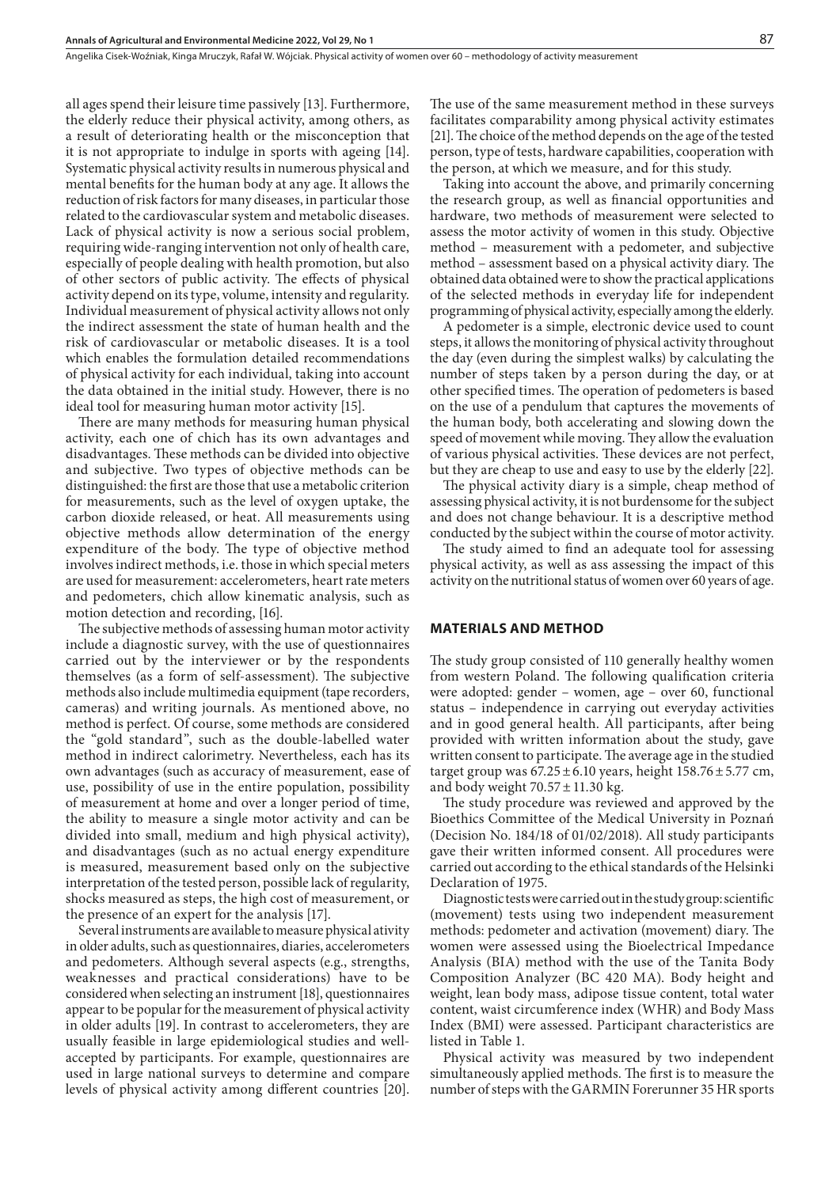all ages spend their leisure time passively [13]. Furthermore, the elderly reduce their physical activity, among others, as a result of deteriorating health or the misconception that it is not appropriate to indulge in sports with ageing [14]. Systematic physical activity results in numerous physical and mental benefits for the human body at any age. It allows the reduction of risk factors for many diseases, in particular those related to the cardiovascular system and metabolic diseases. Lack of physical activity is now a serious social problem, requiring wide-ranging intervention not only of health care, especially of people dealing with health promotion, but also of other sectors of public activity. The effects of physical activity depend on its type, volume, intensity and regularity. Individual measurement of physical activity allows not only the indirect assessment the state of human health and the risk of cardiovascular or metabolic diseases. It is a tool which enables the formulation detailed recommendations of physical activity for each individual, taking into account the data obtained in the initial study. However, there is no ideal tool for measuring human motor activity [15].

There are many methods for measuring human physical activity, each one of chich has its own advantages and disadvantages. These methods can be divided into objective and subjective. Two types of objective methods can be distinguished: the first are those that use a metabolic criterion for measurements, such as the level of oxygen uptake, the carbon dioxide released, or heat. All measurements using objective methods allow determination of the energy expenditure of the body. The type of objective method involves indirect methods, i.e. those in which special meters are used for measurement: accelerometers, heart rate meters and pedometers, chich allow kinematic analysis, such as motion detection and recording, [16].

The subjective methods of assessing human motor activity include a diagnostic survey, with the use of questionnaires carried out by the interviewer or by the respondents themselves (as a form of self-assessment). The subjective methods also include multimedia equipment (tape recorders, cameras) and writing journals. As mentioned above, no method is perfect. Of course, some methods are considered the "gold standard", such as the double-labelled water method in indirect calorimetry. Nevertheless, each has its own advantages (such as accuracy of measurement, ease of use, possibility of use in the entire population, possibility of measurement at home and over a longer period of time, the ability to measure a single motor activity and can be divided into small, medium and high physical activity), and disadvantages (such as no actual energy expenditure is measured, measurement based only on the subjective interpretation of the tested person, possible lack of regularity, shocks measured as steps, the high cost of measurement, or the presence of an expert for the analysis [17].

Several instruments are available to measure physical ativity in older adults, such as questionnaires, diaries, accelerometers and pedometers. Although several aspects (e.g., strengths, weaknesses and practical considerations) have to be considered when selecting an instrument [18], questionnaires appear to be popular for the measurement of physical activity in older adults [19]. In contrast to accelerometers, they are usually feasible in large epidemiological studies and well-accepted by participants. For example, questionnaires are used in large national surveys to determine and compare levels of physical activity among different countries [20]. The use of the same measurement method in these surveys facilitates comparability among physical activity estimates [21]. The choice of the method depends on the age of the tested person, type of tests, hardware capabilities, cooperation with the person, at which we measure, and for this study.

Taking into account the above, and primarily concerning the research group, as well as financial opportunities and hardware, two methods of measurement were selected to assess the motor activity of women in this study. Objective method – measurement with a pedometer, and subjective method – assessment based on a physical activity diary. The obtained data obtained were to show the practical applications of the selected methods in everyday life for independent programming of physical activity, especially among the elderly.

A pedometer is a simple, electronic device used to count steps, it allows the monitoring of physical activity throughout the day (even during the simplest walks) by calculating the number of steps taken by a person during the day, or at other specified times. The operation of pedometers is based on the use of a pendulum that captures the movements of the human body, both accelerating and slowing down the speed of movement while moving. They allow the evaluation of various physical activities. These devices are not perfect, but they are cheap to use and easy to use by the elderly [22].

The physical activity diary is a simple, cheap method of assessing physical activity, it is not burdensome for the subject and does not change behaviour. It is a descriptive method conducted by the subject within the course of motor activity.

The study aimed to find an adequate tool for assessing physical activity, as well as ass assessing the impact of this activity on the nutritional status of women over 60 years of age.

## MATERIALS AND METHOD

The study group consisted of 110 generally healthy women from western Poland. The following qualification criteria were adopted: gender – women, age – over 60, functional status – independence in carrying out everyday activities and in good general health. All participants, after being provided with written information about the study, gave written consent to participate. The average age in the studied target group was 67.25 ± 6.10 years, height 158.76 ± 5.77 cm, and body weight 70.57 ± 11.30 kg.

The study procedure was reviewed and approved by the Bioethics Committee of the Medical University in Poznań (Decision No. 184/18 of 01/02/2018). All study participants gave their written informed consent. All procedures were carried out according to the ethical standards of the Helsinki Declaration of 1975.

Diagnostic tests were carried out in the study group: scientific (movement) tests using two independent measurement methods: pedometer and activation (movement) diary. The women were assessed using the Bioelectrical Impedance Analysis (BIA) method with the use of the Tanita Body Composition Analyzer (BC 420 MA). Body height and weight, lean body mass, adipose tissue content, total water content, waist circumference index (WHR) and Body Mass Index (BMI) were assessed. Participant characteristics are listed in Table 1.

Physical activity was measured by two independent simultaneously applied methods. The first is to measure the number of steps with the GARMIN Forerunner 35 HR sports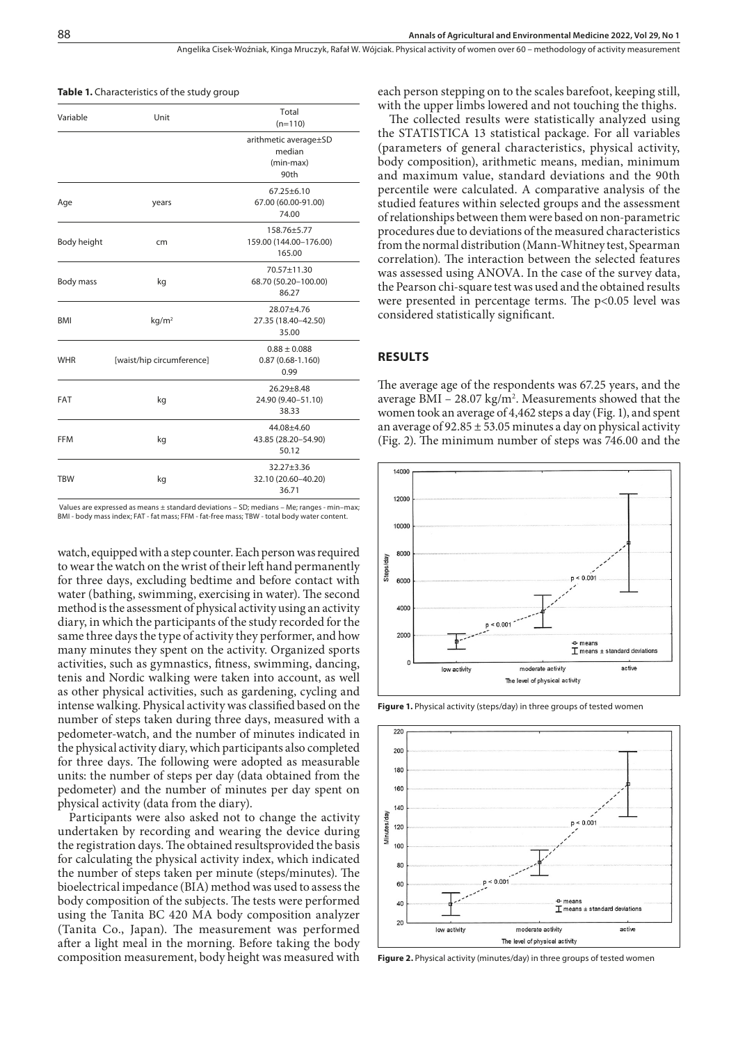**Table 1.** Characteristics of the study group

| Variable | Unit | Total (n=110) |
|---|---|---|
| | | arithmetic average±SD median (min-max) 90th |
| Age | years | 67.25±6.10 67.00 (60.00-91.00) 74.00 |
| Body height | cm | 158.76±5.77 159.00 (144.00–176.00) 165.00 |
| Body mass | kg | 70.57±11.30 68.70 (50.20–100.00) 86.27 |
| BMI | kg/m² | 28.07±4.76 27.35 (18.40–42.50) 35.00 |
| WHR | [waist/hip circumference] | 0.88 ± 0.088 0.87 (0.68-1.160) 0.99 |
| FAT | kg | 26.29±8.48 24.90 (9.40–51.10) 38.33 |
| FFM | kg | 44.08±4.60 43.85 (28.20–54.90) 50.12 |
| TBW | kg | 32.27±3.36 32.10 (20.60–40.20) 36.71 |

Values are expressed as means ± standard deviations – SD; medians – Me; ranges - min–max; BMI - body mass index; FAT - fat mass; FFM - fat-free mass; TBW - total body water content.

watch, equipped with a step counter. Each person was required to wear the watch on the wrist of their left hand permanently for three days, excluding bedtime and before contact with water (bathing, swimming, exercising in water). The second method is the assessment of physical activity using an activity diary, in which the participants of the study recorded for the same three days the type of activity they performer, and how many minutes they spent on the activity. Organized sports activities, such as gymnastics, fitness, swimming, dancing, tenis and Nordic walking were taken into account, as well as other physical activities, such as gardening, cycling and intense walking. Physical activity was classified based on the number of steps taken during three days, measured with a pedometer-watch, and the number of minutes indicated in the physical activity diary, which participants also completed for three days. The following were adopted as measurable units: the number of steps per day (data obtained from the pedometer) and the number of minutes per day spent on physical activity (data from the diary).

Participants were also asked not to change the activity undertaken by recording and wearing the device during the registration days. The obtained resultsprovided the basis for calculating the physical activity index, which indicated the number of steps taken per minute (steps/minutes). The bioelectrical impedance (BIA) method was used to assess the body composition of the subjects. The tests were performed using the Tanita BC 420 MA body composition analyzer (Tanita Co., Japan). The measurement was performed after a light meal in the morning. Before taking the body composition measurement, body height was measured with each person stepping on to the scales barefoot, keeping still, with the upper limbs lowered and not touching the thighs.

The collected results were statistically analyzed using the STATISTICA 13 statistical package. For all variables (parameters of general characteristics, physical activity, body composition), arithmetic means, median, minimum and maximum value, standard deviations and the 90th percentile were calculated. A comparative analysis of the studied features within selected groups and the assessment of relationships between them were based on non-parametric procedures due to deviations of the measured characteristics from the normal distribution (Mann-Whitney test, Spearman correlation). The interaction between the selected features was assessed using ANOVA. In the case of the survey data, the Pearson chi-square test was used and the obtained results were presented in percentage terms. The $p<0.05$ level was considered statistically significant.

## RESULTS

The average age of the respondents was 67.25 years, and the average BMI – 28.07 kg/m². Measurements showed that the women took an average of 4,462 steps a day (Fig. 1), and spent an average of 92.85 ± 53.05 minutes a day on physical activity (Fig. 2). The minimum number of steps was 746.00 and the

**Figure 1.** Physical activity (steps/day) in three groups of tested women

**Figure 2.** Physical activity (minutes/day) in three groups of tested women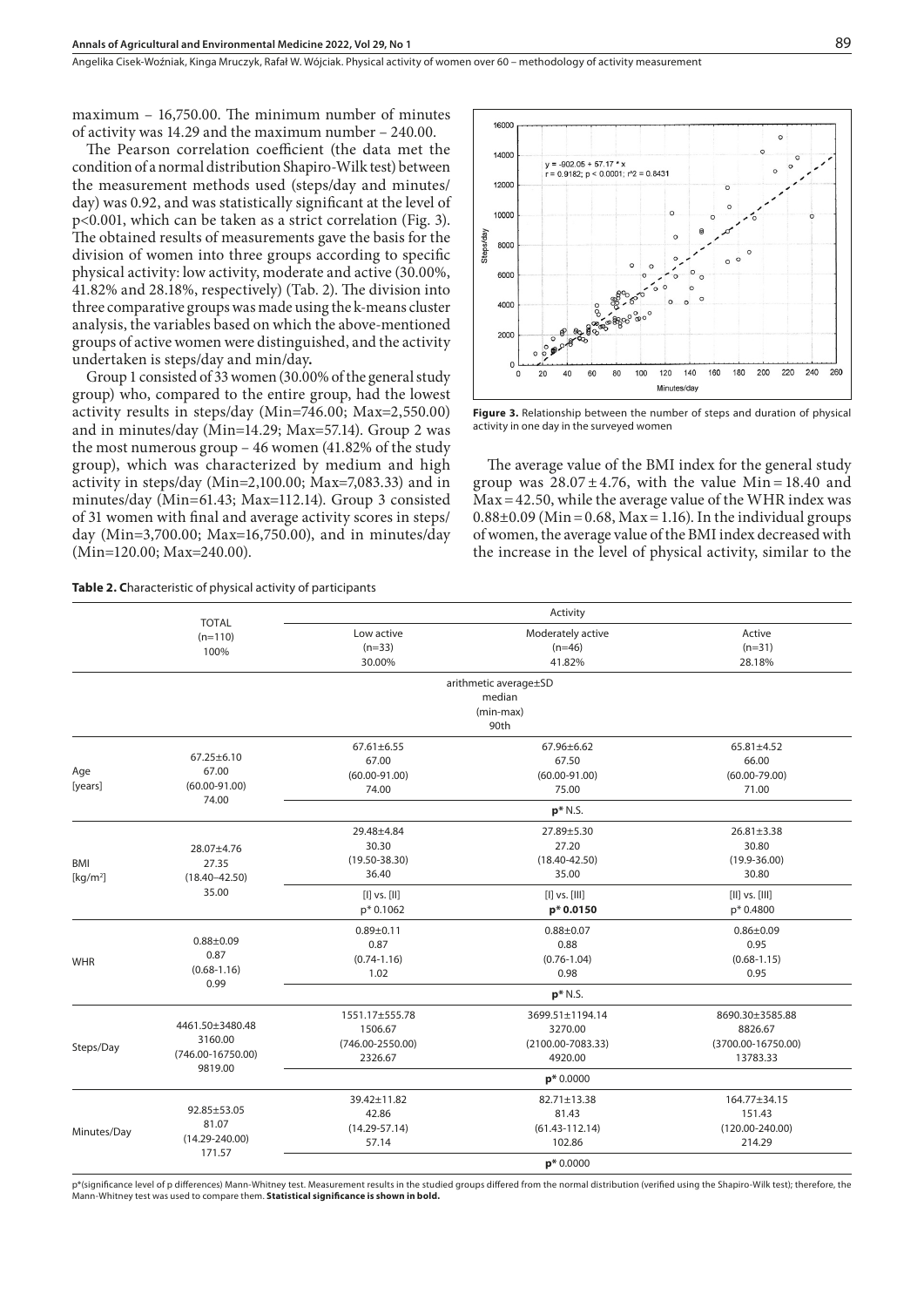maximum – 16,750.00. The minimum number of minutes of activity was 14.29 and the maximum number – 240.00.

The Pearson correlation coefficient (the data met the condition of a normal distribution Shapiro-Wilk test) between the measurement methods used (steps/day and minutes/day) was 0.92, and was statistically significant at the level of $p<0.001$, which can be taken as a strict correlation (Fig. 3). The obtained results of measurements gave the basis for the division of women into three groups according to specific physical activity: low activity, moderate and active (30.00%, 41.82% and 28.18%, respectively) (Tab. 2). The division into three comparative groups was made using the k-means cluster analysis, the variables based on which the above-mentioned groups of active women were distinguished, and the activity undertaken is steps/day and min/day**.**

Group 1 consisted of 33 women (30.00% of the general study group) who, compared to the entire group, had the lowest activity results in steps/day (Min=746.00; Max=2,550.00) and in minutes/day (Min=14.29; Max=57.14). Group 2 was the most numerous group – 46 women (41.82% of the study group), which was characterized by medium and high activity in steps/day (Min=2,100.00; Max=7,083.33) and in minutes/day (Min=61.43; Max=112.14). Group 3 consisted of 31 women with final and average activity scores in steps/day (Min=3,700.00; Max=16,750.00), and in minutes/day (Min=120.00; Max=240.00).

**Figure 3.** Relationship between the number of steps and duration of physical activity in one day in the surveyed women

The average value of the BMI index for the general study group was $28.07 \pm 4.76$, with the value Min = 18.40 and Max = 42.50, while the average value of the WHR index was $0.88 \pm 0.09$ (Min = 0.68, Max = 1.16). In the individual groups of women, the average value of the BMI index decreased with the increase in the level of physical activity, similar to the

**Table 2. C**haracteristic of physical activity of participants

| | TOTAL (n=110) 100% | Activity | | |
|---|---|---|---|---|
| | | Low active (n=33) 30.00% | Moderately active (n=46) 41.82% | Active (n=31) 28.18% |
| | | arithmetic average±SD median (min-max) 90th | | |
| Age [years] | 67.25±6.10 67.00 (60.00-91.00) 74.00 | 67.61±6.55 67.00 (60.00-91.00) 74.00 | 67.96±6.62 67.50 (60.00-91.00) 75.00 | 65.81±4.52 66.00 (60.00-79.00) 71.00 |
| | | **p*** N.S. | | |
| BMI [kg/m²] | 28.07±4.76 27.35 (18.40–42.50) 35.00 | 29.48±4.84 30.30 (19.50-38.30) 36.40 | 27.89±5.30 27.20 (18.40-42.50) 35.00 | 26.81±3.38 30.80 (19.9-36.00) 30.80 |
| | | [I] vs. [II] p* 0.1062 | [I] vs. [III] **p* 0.0150** | [II] vs. [III] p* 0.4800 |
| WHR | 0.88±0.09 0.87 (0.68-1.16) 0.99 | 0.89±0.11 0.87 (0.74-1.16) 1.02 | 0.88±0.07 0.88 (0.76-1.04) 0.98 | 0.86±0.09 0.95 (0.68-1.15) 0.95 |
| | | **p*** N.S. | | |
| Steps/Day | 4461.50±3480.48 3160.00 (746.00-16750.00) 9819.00 | 1551.17±555.78 1506.67 (746.00-2550.00) 2326.67 | 3699.51±1194.14 3270.00 (2100.00-7083.33) 4920.00 | 8690.30±3585.88 8826.67 (3700.00-16750.00) 13783.33 |
| | | **p*** 0.0000 | | |
| Minutes/Day | 92.85±53.05 81.07 (14.29-240.00) 171.57 | 39.42±11.82 42.86 (14.29-57.14) 57.14 | 82.71±13.38 81.43 (61.43-112.14) 102.86 | 164.77±34.15 151.43 (120.00-240.00) 214.29 |
| | | **p*** 0.0000 | | |

p*(significance level of p differences) Mann-Whitney test. Measurement results in the studied groups differed from the normal distribution (verified using the Shapiro-Wilk test); therefore, the Mann-Whitney test was used to compare them. **Statistical significance is shown in bold.**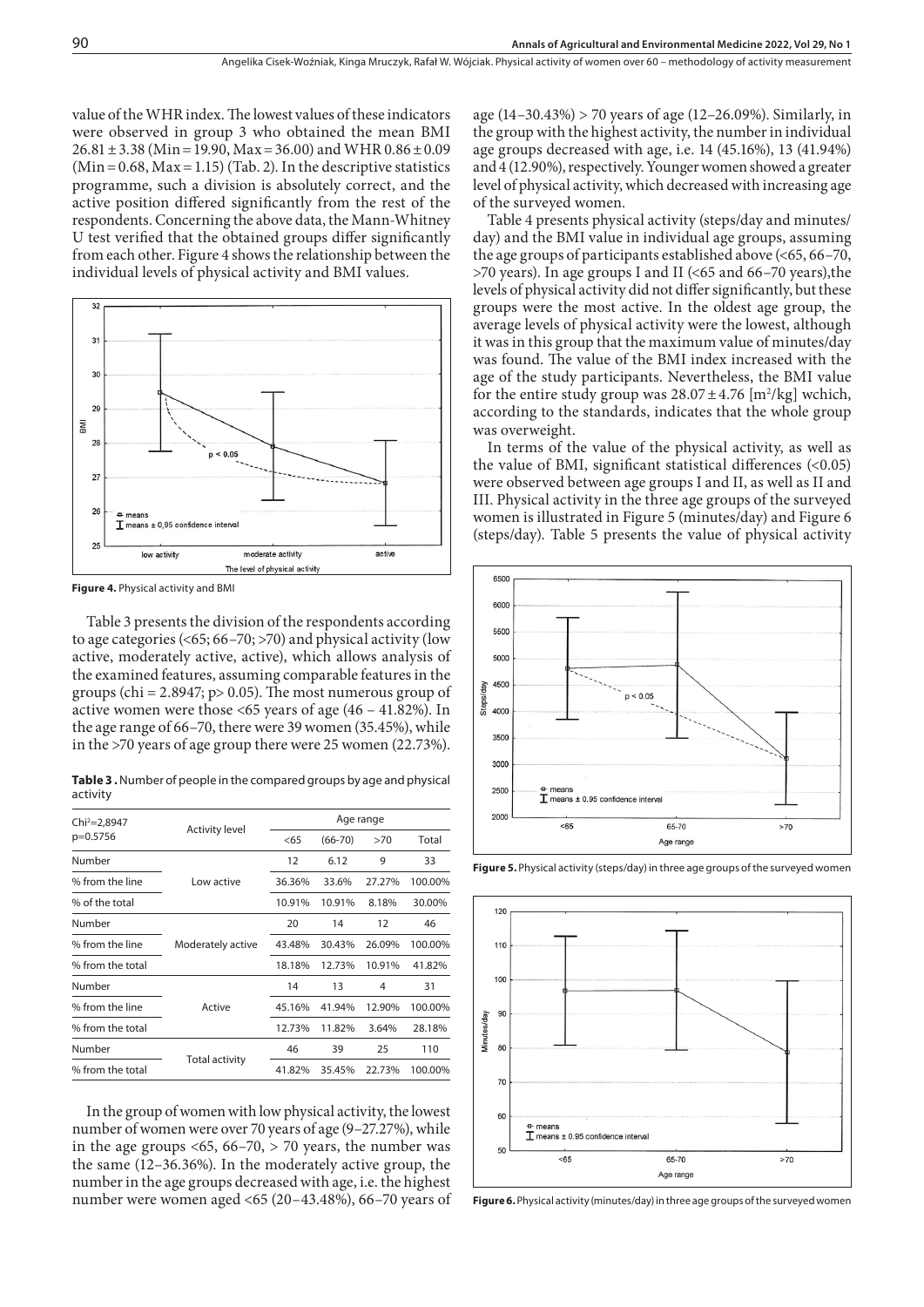value of the WHR index. The lowest values of these indicators were observed in group 3 who obtained the mean BMI 26.81 ± 3.38 (Min = 19.90, Max = 36.00) and WHR 0.86 ± 0.09 (Min = 0.68, Max = 1.15) (Tab. 2). In the descriptive statistics programme, such a division is absolutely correct, and the active position differed significantly from the rest of the respondents. Concerning the above data, the Mann-Whitney U test verified that the obtained groups differ significantly from each other. Figure 4 shows the relationship between the individual levels of physical activity and BMI values.

**Figure 4.** Physical activity and BMI

Table 3 presents the division of the respondents according to age categories (<65; 66–70; >70) and physical activity (low active, moderately active, active), which allows analysis of the examined features, assuming comparable features in the groups (chi = 2.8947; p> 0.05). The most numerous group of active women were those <65 years of age (46 – 41.82%). In the age range of 66–70, there were 39 women (35.45%), while in the >70 years of age group there were 25 women (22.73%).

**Table 3 .** Number of people in the compared groups by age and physical activity

| Chi²=2,8947 p=0.5756 | Activity level | Age range | | | |
|---|---|---|---|---|---|
| | | <65 | (66-70) | >70 | Total |
| Number | Low active | 12 | 6.12 | 9 | 33 |
| % from the line | | 36.36% | 33.6% | 27.27% | 100.00% |
| % of the total | | 10.91% | 10.91% | 8.18% | 30.00% |
| Number | Moderately active | 20 | 14 | 12 | 46 |
| % from the line | | 43.48% | 30.43% | 26.09% | 100.00% |
| % from the total | | 18.18% | 12.73% | 10.91% | 41.82% |
| Number | Active | 14 | 13 | 4 | 31 |
| % from the line | | 45.16% | 41.94% | 12.90% | 100.00% |
| % from the total | | 12.73% | 11.82% | 3.64% | 28.18% |
| Number | Total activity | 46 | 39 | 25 | 110 |
| % from the total | | 41.82% | 35.45% | 22.73% | 100.00% |

In the group of women with low physical activity, the lowest number of women were over 70 years of age (9–27.27%), while in the age groups <65, 66–70, > 70 years, the number was the same (12–36.36%). In the moderately active group, the number in the age groups decreased with age, i.e. the highest number were women aged <65 (20–43.48%), 66–70 years of age (14–30.43%) > 70 years of age (12–26.09%). Similarly, in the group with the highest activity, the number in individual age groups decreased with age, i.e. 14 (45.16%), 13 (41.94%) and 4 (12.90%), respectively. Younger women showed a greater level of physical activity, which decreased with increasing age of the surveyed women.

Table 4 presents physical activity (steps/day and minutes/day) and the BMI value in individual age groups, assuming the age groups of participants established above (<65, 66–70, >70 years). In age groups I and II (<65 and 66–70 years),the levels of physical activity did not differ significantly, but these groups were the most active. In the oldest age group, the average levels of physical activity were the lowest, although it was in this group that the maximum value of minutes/day was found. The value of the BMI index increased with the age of the study participants. Nevertheless, the BMI value for the entire study group was 28.07 ± 4.76 [m²/kg] wchich, according to the standards, indicates that the whole group was overweight.

In terms of the value of the physical activity, as well as the value of BMI, significant statistical differences (<0.05) were observed between age groups I and II, as well as II and III. Physical activity in the three age groups of the surveyed women is illustrated in Figure 5 (minutes/day) and Figure 6 (steps/day). Table 5 presents the value of physical activity

**Figure 5.** Physical activity (steps/day) in three age groups of the surveyed women

**Figure 6.** Physical activity (minutes/day) in three age groups of the surveyed women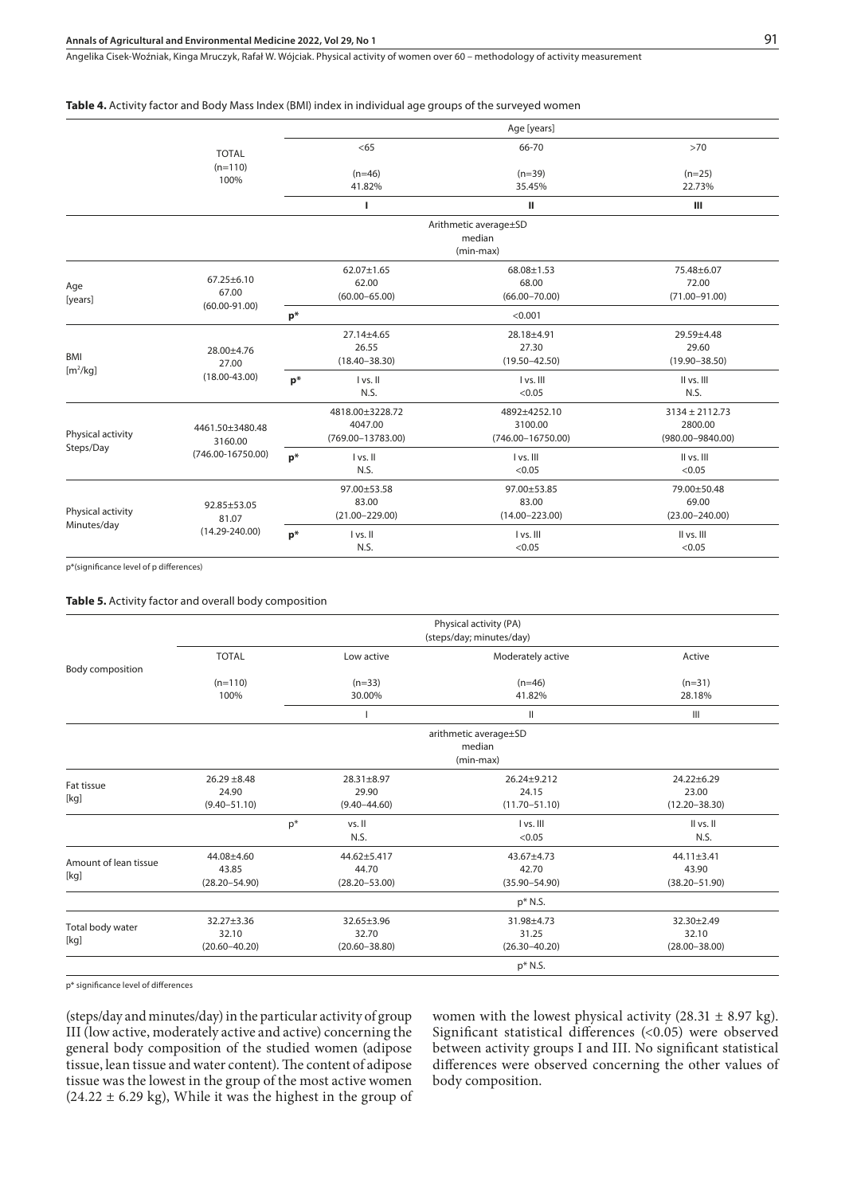**Table 4.** Activity factor and Body Mass Index (BMI) index in individual age groups of the surveyed women

| | TOTAL (n=110) 100% | | Age [years] | | |
|---|---|---|---|---|---|
| | | | <65 (n=46) 41.82% | 66-70 (n=39) 35.45% | >70 (n=25) 22.73% |
| | | | I | II | III |
| | | | Arithmetic average±SD median (min-max) | | |
| Age [years] | 67.25±6.10 67.00 (60.00-91.00) | | 62.07±1.65 62.00 (60.00–65.00) | 68.08±1.53 68.00 (66.00–70.00) | 75.48±6.07 72.00 (71.00–91.00) |
| | | p* | | <0.001 | |
| BMI [m[2]/kg] | 28.00±4.76 27.00 (18.00-43.00) | | 27.14±4.65 26.55 (18.40–38.30) | 28.18±4.91 27.30 (19.50–42.50) | 29.59±4.48 29.60 (19.90–38.50) |
| | | p* | I vs. II N.S. | I vs. III <0.05 | II vs. III N.S. |
| Physical activity Steps/Day | 4461.50±3480.48 3160.00 (746.00-16750.00) | | 4818.00±3228.72 4047.00 (769.00–13783.00) | 4892±4252.10 3100.00 (746.00–16750.00) | 3134 ± 2112.73 2800.00 (980.00–9840.00) |
| | | p* | I vs. II N.S. | I vs. III <0.05 | II vs. III <0.05 |
| Physical activity Minutes/day | 92.85±53.05 81.07 (14.29-240.00) | | 97.00±53.58 83.00 (21.00–229.00) | 97.00±53.85 83.00 (14.00–223.00) | 79.00±50.48 69.00 (23.00–240.00) |
| | | p* | I vs. II N.S. | I vs. III <0.05 | II vs. III <0.05 |

p*(significance level of p differences)

**Table 5.** Activity factor and overall body composition

| Body composition | TOTAL (n=110) 100% | | Physical activity (PA) (steps/day; minutes/day) | | |
|---|---|---|---|---|---|
| | | | Low active (n=33) 30.00% | Moderately active (n=46) 41.82% | Active (n=31) 28.18% |
| | | | I | II | III |
| | | | arithmetic average±SD median (min-max) | | |
| Fat tissue [kg] | 26.29 ±8.48 24.90 (9.40–51.10) | | 28.31±8.97 29.90 (9.40–44.60) | 26.24±9.212 24.15 (11.70–51.10) | 24.22±6.29 23.00 (12.20–38.30) |
| | | p* | vs. II N.S. | I vs. III <0.05 | II vs. II N.S. |
| Amount of lean tissue [kg] | 44.08±4.60 43.85 (28.20–54.90) | | 44.62±5.417 44.70 (28.20–53.00) | 43.67±4.73 42.70 (35.90–54.90) | 44.11±3.41 43.90 (38.20–51.90) |
| | | | | p* N.S. | |
| Total body water [kg] | 32.27±3.36 32.10 (20.60–40.20) | | 32.65±3.96 32.70 (20.60–38.80) | 31.98±4.73 31.25 (26.30–40.20) | 32.30±2.49 32.10 (28.00–38.00) |
| | | | | p* N.S. | |

p* significance level of differences

(steps/day and minutes/day) in the particular activity of group III (low active, moderately active and active) concerning the general body composition of the studied women (adipose tissue, lean tissue and water content). The content of adipose tissue was the lowest in the group of the most active women (24.22 ± 6.29 kg), While it was the highest in the group of women with the lowest physical activity (28.31 ± 8.97 kg). Significant statistical differences (<0.05) were observed between activity groups I and III. No significant statistical differences were observed concerning the other values of body composition.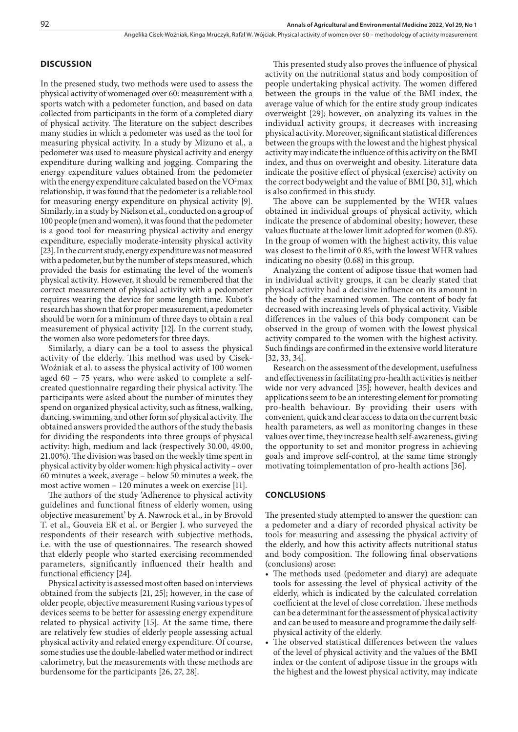## DISCUSSION

In the presened study, two methods were used to assess the physical activity of womenaged over 60: measurement with a sports watch with a pedometer function, and based on data collected from participants in the form of a completed diary of physical activity. The literature on the subject describes many studies in which a pedometer was used as the tool for measuring physical activity. In a study by Mizuno et al., a pedometer was used to measure physical activity and energy expenditure during walking and jogging. Comparing the energy expenditure values obtained from the pedometer with the energy expenditure calculated based on the $VO^2max$ relationship, it was found that the pedometer is a reliable tool for measuring energy expenditure on physical activity [9]. Similarly, in a study by Nielson et al., conducted on a group of 100 people (men and women), it was found that the pedometer is a good tool for measuring physical activity and energy expenditure, especially moderate-intensity physical activity [23]. In the current study, energy expenditure was not measured with a pedometer, but by the number of steps measured, which provided the basis for estimating the level of the women's physical activity. However, it should be remembered that the correct measurement of physical activity with a pedometer requires wearing the device for some length time. Kubot's research has shown that for proper measurement, a pedometer should be worn for a minimum of three days to obtain a real measurement of physical activity [12]. In the current study, the women also wore pedometers for three days.

Similarly, a diary can be a tool to assess the physical activity of the elderly. This method was used by Cisek-Woźniak et al. to assess the physical activity of 100 women aged 60 – 75 years, who were asked to complete a self-created questionnaire regarding their physical activity. The participants were asked about the number of minutes they spend on organized physical activity, such as fitness, walking, dancing, swimming, and other form sof physical activity. The obtained answers provided the authors of the study the basis for dividing the respondents into three groups of physical activity: high, medium and lack (respectively 30.00, 49.00, 21.00%). The division was based on the weekly time spent in physical activity by older women: high physical activity – over 60 minutes a week, average – below 50 minutes a week, the most active women – 120 minutes a week on exercise [11].

The authors of the study 'Adherence to physical activity guidelines and functional fitness of elderly women, using objective measurement' by A. Nawrock et al., in by Brovold T. et al., Gouveia ER et al. or Bergier J. who surveyed the respondents of their research with subjective methods, i.e. with the use of questionnaires. The research showed that elderly people who started exercising recommended parameters, significantly influenced their health and functional efficiency [24].

Physical activity is assessed most often based on interviews obtained from the subjects [21, 25]; however, in the case of older people, objective measurement Rusing various types of devices seems to be better for assessing energy expenditure related to physical activity [15]. At the same time, there are relatively few studies of elderly people assessing actual physical activity and related energy expenditure. Of course, some studies use the double-labelled water method or indirect calorimetry, but the measurements with these methods are burdensome for the participants [26, 27, 28].

This presented study also proves the influence of physical activity on the nutritional status and body composition of people undertaking physical activity. The women differed between the groups in the value of the BMI index, the average value of which for the entire study group indicates overweight [29]; however, on analyzing its values in the individual activity groups, it decreases with increasing physical activity. Moreover, significant statistical differences between the groups with the lowest and the highest physical activity may indicate the influence of this activity on the BMI index, and thus on overweight and obesity. Literature data indicate the positive effect of physical (exercise) activity on the correct bodyweight and the value of BMI [30, 31], which is also confirmed in this study.

The above can be supplemented by the WHR values obtained in individual groups of physical activity, which indicate the presence of abdominal obesity; however, these values fluctuate at the lower limit adopted for women (0.85). In the group of women with the highest activity, this value was closest to the limit of 0.85, with the lowest WHR values indicating no obesity (0.68) in this group.

Analyzing the content of adipose tissue that women had in individual activity groups, it can be clearly stated that physical activity had a decisive influence on its amount in the body of the examined women. The content of body fat decreased with increasing levels of physical activity. Visible differences in the values of this body component can be observed in the group of women with the lowest physical activity compared to the women with the highest activity. Such findings are confirmed in the extensive world literature [32, 33, 34].

Research on the assessment of the development, usefulness and effectiveness in facilitating pro-health activities is neither wide nor very advanced [35]; however, health devices and applications seem to be an interesting element for promoting pro-health behaviour. By providing their users with convenient, quick and clear access to data on the current basic health parameters, as well as monitoring changes in these values over time, they increase health self-awareness, giving the opportunity to set and monitor progress in achieving goals and improve self-control, at the same time strongly motivating toimplementation of pro-health actions [36].

## CONCLUSIONS

The presented study attempted to answer the question: can a pedometer and a diary of recorded physical activity be tools for measuring and assessing the physical activity of the elderly, and how this activity affects nutritional status and body composition. The following final observations (conclusions) arose:

- The methods used (pedometer and diary) are adequate tools for assessing the level of physical activity of the elderly, which is indicated by the calculated correlation coefficient at the level of close correlation. These methods can be a determinant for the assessment of physical activity and can be used to measure and programme the daily self-physical activity of the elderly.
- The observed statistical differences between the values of the level of physical activity and the values of the BMI index or the content of adipose tissue in the groups with the highest and the lowest physical activity, may indicate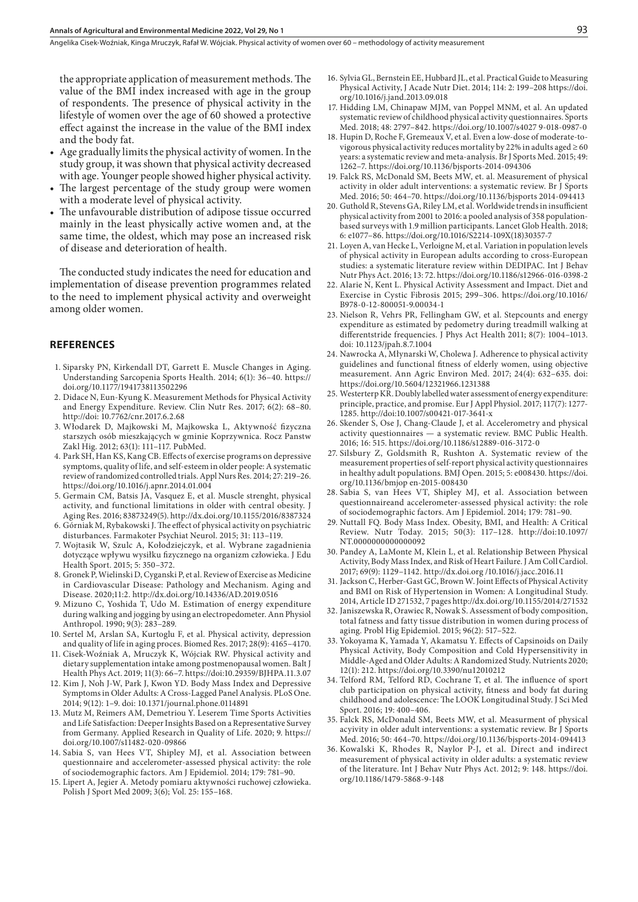the appropriate application of measurement methods. The value of the BMI index increased with age in the group of respondents. The presence of physical activity in the lifestyle of women over the age of 60 showed a protective effect against the increase in the value of the BMI index and the body fat.

- Age gradually limits the physical activity of women. In the study group, it was shown that physical activity decreased with age. Younger people showed higher physical activity.
- The largest percentage of the study group were women with a moderate level of physical activity.
- The unfavourable distribution of adipose tissue occurred mainly in the least physically active women and, at the same time, the oldest, which may pose an increased risk of disease and deterioration of health.

The conducted study indicates the need for education and implementation of disease prevention programmes related to the need to implement physical activity and overweight among older women.

## REFERENCES

1. Siparsky PN, Kirkendall DT, Garrett E. Muscle Changes in Aging. Understanding Sarcopenia Sports Health. 2014; 6(1): 36–40. https://doi.org/10.1177/1941738113502296
2. Didace N, Eun-Kyung K. Measurement Methods for Physical Activity and Energy Expenditure. Review. Clin Nutr Res. 2017; 6(2): 68–80. http://doi: 10.7762/cnr.2017.6.2.68
3. Włodarek D, Majkowski M, Majkowska L, Aktywność fizyczna starszych osób mieszkających w gminie Koprzywnica. Rocz Panstw Zakl Hig. 2012; 63(1): 111–117. PubMed.
4. Park SH, Han KS, Kang CB. Effects of exercise programs on depressive symptoms, quality of life, and self-esteem in older people: A systematic review of randomized controlled trials. Appl Nurs Res. 2014; 27: 219–26. https://doi.org/10.1016/j.apnr.2014.01.004
5. Germain CM, Batsis JA, Vasquez E, et al. Muscle strenght, physical activity, and functional limitations in older with central obesity. J Aging Res. 2016; 83873249(5). http://dx.doi.org/10.1155/2016/8387324
6. Górniak M, Rybakowski J. The effect of physical activity on psychiatric disturbances. Farmakoter Psychiat Neurol. 2015; 31: 113–119.
7. Wojtasik W, Szulc A, Kołodziejczyk, et al. Wybrane zagadnienia dotyczące wpływu wysiłku fizycznego na organizm człowieka. J Edu Health Sport. 2015; 5: 350–372.
8. Gronek P, Wielinski D, Cyganski P, et al. Review of Exercise as Medicine in Cardiovascular Disease: Pathology and Mechanism. Aging and Disease. 2020;11:2. http://dx.doi.org/10.14336/AD.2019.0516
9. Mizuno C, Yoshida T, Udo M. Estimation of energy expenditure during walking and jogging by using an electropedometer. Ann Physiol Anthropol. 1990; 9(3): 283–289.
10. Sertel M, Arslan SA, Kurtoglu F, et al. Physical activity, depression and quality of life in aging proces. Biomed Res. 2017; 28(9): 4165–4170.
11. Cisek-Woźniak A, Mruczyk K, Wójciak RW. Physical activity and dietary supplementation intake among postmenopausal women. Balt J Health Phys Act. 2019; 11(3): 66–7. https://doi:10.29359/BJHPA.11.3.07
12. Kim J, Noh J-W, Park J, Kwon YD. Body Mass Index and Depressive Symptoms in Older Adults: A Cross-Lagged Panel Analysis. PLoS One. 2014; 9(12): 1–9. doi: 10.1371/journal.phone.0114891
13. Mutz M, Reimers AM, Demetriou Y. Leserem Time Sports Activities and Life Satisfaction: Deeper Insights Based on a Representative Survey from Germany. Applied Research in Quality of Life. 2020; 9. https://doi.org/10.1007/s11482-020-09866
14. Sabia S, van Hees VT, Shipley MJ, et al. Association between questionnaire and accelerometer-assessed physical activity: the role of sociodemographic factors. Am J Epidemiol. 2014; 179: 781–90.
15. Lipert A, Jegier A. Metody pomiaru aktywności ruchowej człowieka. Polish J Sport Med 2009; 3(6); Vol. 25: 155–168.
16. Sylvia GL, Bernstein EE, Hubbard JL, et al. Practical Guide to Measuring Physical Activity, J Acade Nutr Diet. 2014; 114: 2: 199–208 https://doi.org/10.1016/j.jand.2013.09.018
17. Hidding LM, Chinapaw MJM, van Poppel MNM, et al. An updated systematic review of childhood physical activity questionnaires. Sports Med. 2018; 48: 2797–842. https://doi.org/10.1007/s4027 9-018-0987-0
18. Hupin D, Roche F, Gremeaux V, et al. Even a low-dose of moderate-to-vigorous physical activity reduces mortality by 22% in adults aged ≥ 60 years: a systematic review and meta-analysis. Br J Sports Med. 2015; 49: 1262–7. https://doi.org/10.1136/bjsports-2014-094306
19. Falck RS, McDonald SM, Beets MW, et. al. Measurement of physical activity in older adult interventions: a systematic review. Br J Sports Med. 2016; 50: 464–70. https://doi.org/10.1136/bjsports 2014-094413
20. Guthold R, Stevens GA, Riley LM, et al. Worldwide trends in insufficient physical activity from 2001 to 2016: a pooled analysis of 358 population-based surveys with 1.9 million participants. Lancet Glob Health. 2018; 6: e1077–86. https://doi.org/10.1016/S2214-109X(18)30357-7
21. Loyen A, van Hecke L, Verloigne M, et al. Variation in population levels of physical activity in European adults according to cross-European studies: a systematic literature review within DEDIPAC. Int J Behav Nutr Phys Act. 2016; 13: 72. https://doi.org/10.1186/s12966-016-0398-2
22. Alarie N, Kent L. Physical Activity Assessment and Impact. Diet and Exercise in Cystic Fibrosis 2015; 299–306. https://doi.org/10.1016/B978-0-12-800051-9.00034-1
23. Nielson R, Vehrs PR, Fellingham GW, et al. Stepcounts and energy expenditure as estimated by pedometry during treadmill walking at differentstride frequencies. J Phys Act Health 2011; 8(7): 1004–1013. doi: 10.1123/jpah.8.7.1004
24. Nawrocka A, Młynarski W, Cholewa J. Adherence to physical activity guidelines and functional fitness of elderly women, using objective measurement. Ann Agric Environ Med. 2017; 24(4): 632–635. doi: https://doi.org/10.5604/12321966.1231388
25. Westerterp KR. Doubly labelled water assessment of energy expenditure: principle, practice, and promise. Eur J Appl Physiol. 2017; 117(7): 1277-1285. http://doi:10.1007/s00421-017-3641-x
26. Skender S, Ose J, Chang-Claude J, et al. Accelerometry and physical activity questionnaires — a systematic review. BMC Public Health. 2016; 16: 515. https://doi.org/10.1186/s12889-016-3172-0
27. Silsbury Z, Goldsmith R, Rushton A. Systematic review of the measurement properties of self-report physical activity questionnaires in healthy adult populations. BMJ Open. 2015; 5: e008430. https://doi.org/10.1136/bmjop en-2015-008430
28. Sabia S, van Hees VT, Shipley MJ, et al. Association between questionnaireand accelerometer-assessed physical activity: the role of sociodemographic factors. Am J Epidemiol. 2014; 179: 781–90.
29. Nuttall FQ. Body Mass Index. Obesity, BMI, and Health: A Critical Review. Nutr Today. 2015; 50(3): 117–128. http://doi:10.1097/NT.0000000000000092
30. Pandey A, LaMonte M, Klein L, et al. Relationship Between Physical Activity, Body Mass Index, and Risk of Heart Failure. J Am Coll Cardiol. 2017; 69(9): 1129–1142. http://dx.doi.org /10.1016/j.jacc.2016.11
31. Jackson C, Herber-Gast GC, Brown W. Joint Effects of Physical Activity and BMI on Risk of Hypertension in Women: A Longitudinal Study. 2014, Article ID 271532, 7 pages http://dx.doi.org/10.1155/2014/271532
32. Janiszewska R, Orawiec R, Nowak S. Assessment of body composition, total fatness and fatty tissue distribution in women during process of aging. Probl Hig Epidemiol. 2015; 96(2): 517–522.
33. Yokoyama K, Yamada Y, Akamatsu Y. Effects of Capsinoids on Daily Physical Activity, Body Composition and Cold Hypersensitivity in Middle-Aged and Older Adults: A Randomized Study. Nutrients 2020; 12(1): 212. https://doi.org/10.3390/nu12010212
34. Telford RM, Telford RD, Cochrane T, et al. The influence of sport club participation on physical activity, fitness and body fat during childhood and adolescence: The LOOK Longitudinal Study. J Sci Med Sport. 2016; 19: 400–406.
35. Falck RS, McDonald SM, Beets MW, et al. Measurment of physical acyivity in older adult interventions: a systematic review. Br J Sports Med. 2016; 50: 464–70. https://doi.org/10.1136/bjsports-2014-094413
36. Kowalski K, Rhodes R, Naylor P-J, et al. Direct and indirect measurement of physical activity in older adults: a systematic review of the literature. Int J Behav Nutr Phys Act. 2012; 9: 148. https://doi.org/10.1186/1479-5868-9-148